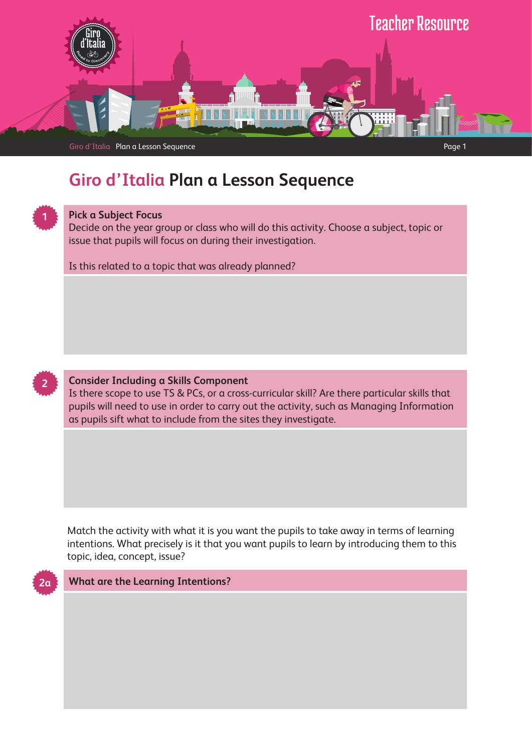# Giro d'Italia Plan a Lesson Sequence

**1**

### Pick a Subject Focus

Decide on the year group or class who will do this activity. Choose a subject, topic or issue that pupils will focus on during their investigation.

Is this related to a topic that was already planned?

**2**

### Consider Including a Skills Component

Is there scope to use TS & PCs, or a cross-curricular skill? Are there particular skills that pupils will need to use in order to carry out the activity, such as Managing Information as pupils sift what to include from the sites they investigate.

Match the activity with what it is you want the pupils to take away in terms of learning intentions. What precisely is it that you want pupils to learn by introducing them to this topic, idea, concept, issue?

**2a**

### What are the Learning Intentions?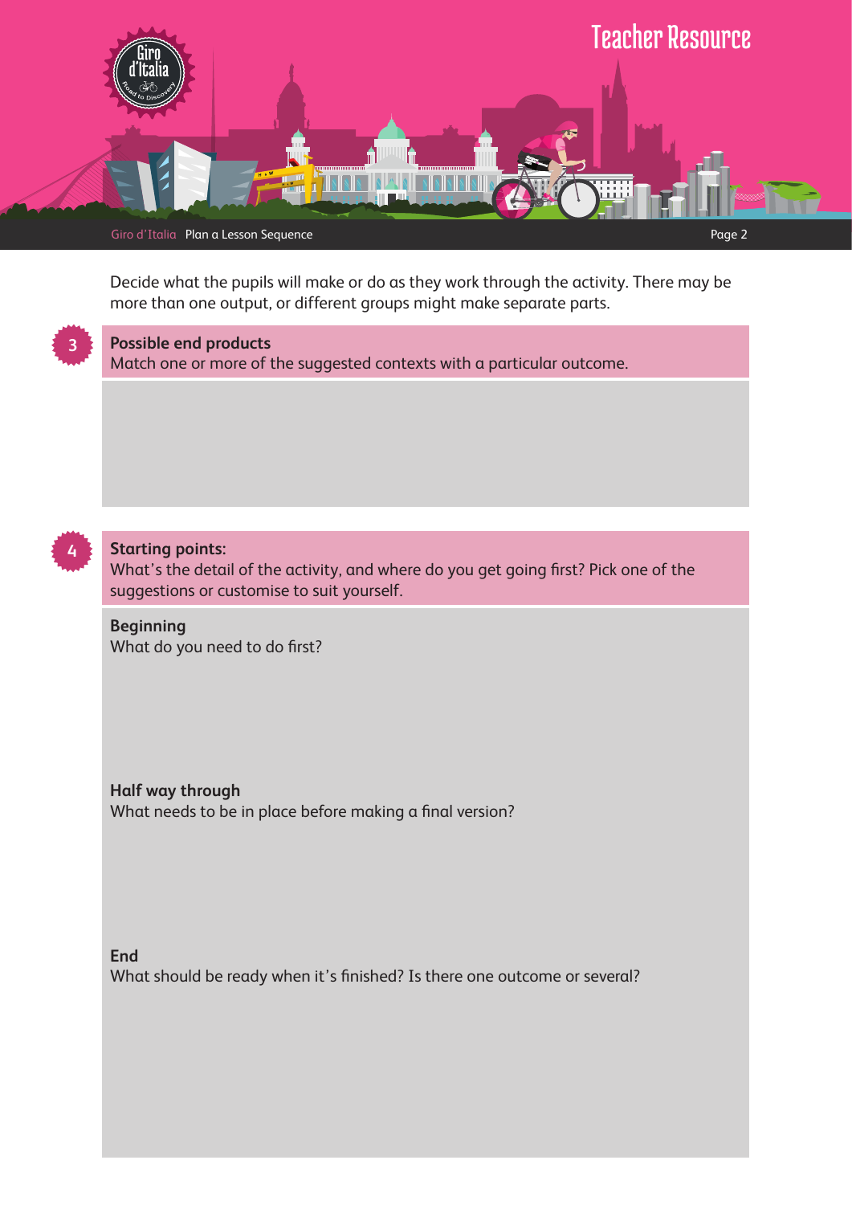Decide what the pupils will make or do as they work through the activity. There may be more than one output, or different groups might make separate parts.

## 3 Possible end products

Match one or more of the suggested contexts with a particular outcome.

## 4 Starting points:

What's the detail of the activity, and where do you get going first? Pick one of the suggestions or customise to suit yourself.

### Beginning

What do you need to do first?

### Half way through

What needs to be in place before making a final version?

### End

What should be ready when it's finished? Is there one outcome or several?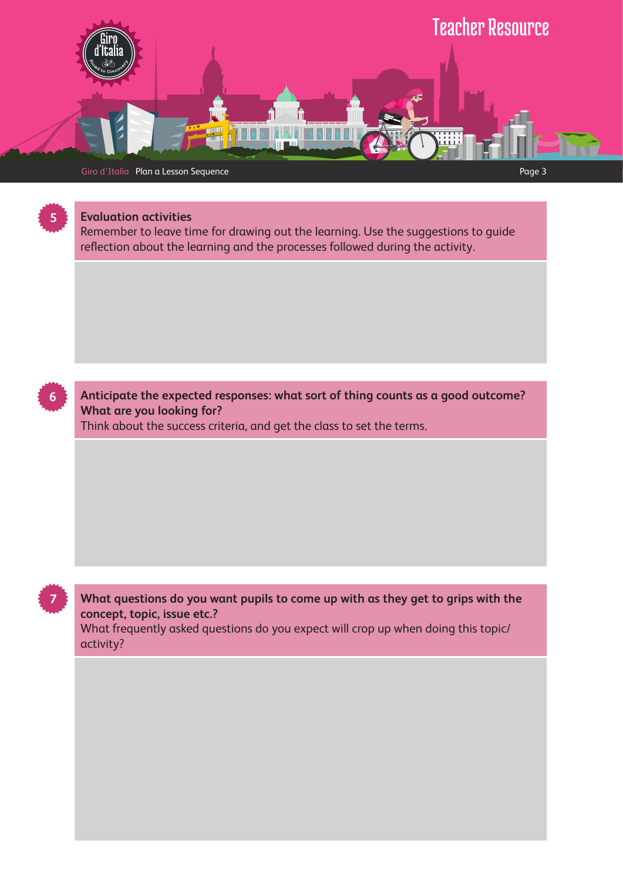## 5 Evaluation activities

Remember to leave time for drawing out the learning. Use the suggestions to guide reflection about the learning and the processes followed during the activity.

## 6 Anticipate the expected responses: what sort of thing counts as a good outcome? What are you looking for?

Think about the success criteria, and get the class to set the terms.

## 7 What questions do you want pupils to come up with as they get to grips with the concept, topic, issue etc.?

What frequently asked questions do you expect will crop up when doing this topic/activity?